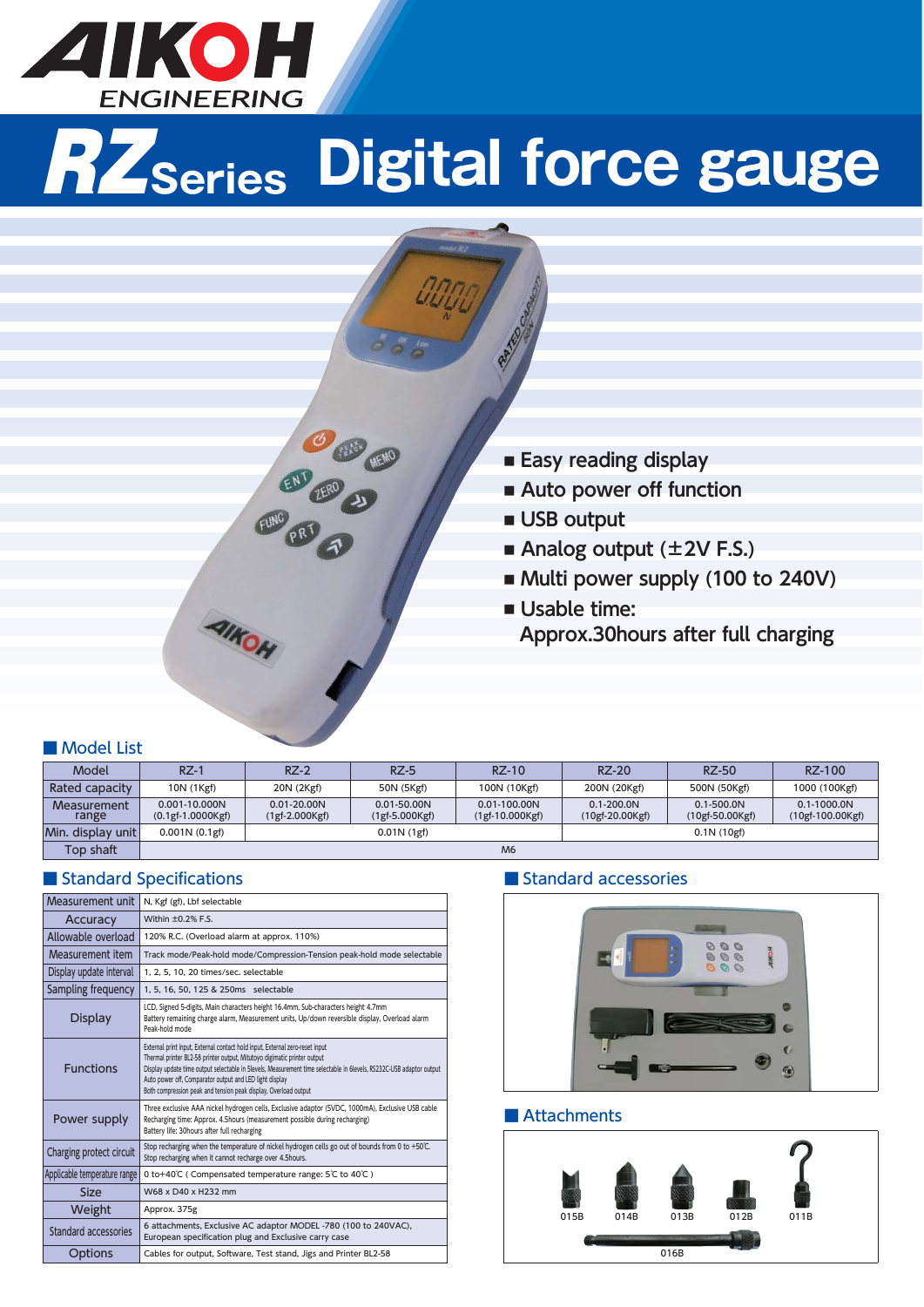# AIKOH ENGINEERING

# RZ Series Digital force gauge

- Easy reading display
- Auto power off function
- USB output
- Analog output (±2V F.S.)
- Multi power supply (100 to 240V)
- Usable time: Approx.30hours after full charging

## Model List

| Model | RZ-1 | RZ-2 | RZ-5 | RZ-10 | RZ-20 | RZ-50 | RZ-100 |
|---|---|---|---|---|---|---|---|
| Rated capacity | 10N (1Kgf) | 20N (2Kgf) | 50N (5Kgf) | 100N (10Kgf) | 200N (20Kgf) | 500N (50Kgf) | 1000 (100Kgf) |
| Measurement range | 0.001-10.000N (0.1gf-1.0000Kgf) | 0.01-20.00N (1gf-2.000Kgf) | 0.01-50.00N (1gf-5.000Kgf) | 0.01-100.00N (1gf-10.000Kgf) | 0.1-200.0N (10gf-20.00Kgf) | 0.1-500.0N (10gf-50.00Kgf) | 0.1-1000.0N (10gf-100.00Kgf) |
| Min. display unit | 0.001N (0.1gf) | 0.01N (1gf) | | | 0.1N (10gf) | | |
| Top shaft | M6 | | | | | | |

## Standard Specifications

| | |
|---|---|
| Measurement unit | N, Kgf (gf), Lbf selectable |
| Accuracy | Within ±0.2% F.S. |
| Allowable overload | 120% R.C. (Overload alarm at approx. 110%) |
| Measurement item | Track mode/Peak-hold mode/Compression-Tension peak-hold mode selectable |
| Display update interval | 1, 2, 5, 10, 20 times/sec. selectable |
| Sampling frequency | 1, 5, 16, 50, 125 & 250ms selectable |
| Display | LCD, Signed 5-digits, Main characters height 16.4mm, Sub-characters height 4.7mm<br>Battery remaining charge alarm, Measurement units, Up/down reversible display, Overload alarm<br>Peak-hold mode |
| Functions | External print input, External contact hold input, External zero-reset input<br>Thermal printer BL2-58 printer output, Mitutoyo digimatic printer output<br>Display update time output selectable in 5levels, Measurement time selectable in 6levels, RS232C-USB adaptor output<br>Auto power off, Comparator output and LED light display<br>Both compression peak and tension peak display, Overload output |
| Power supply | Three exclusive AAA nickel hydrogen cells, Exclusive adaptor (5VDC, 1000mA), Exclusive USB cable<br>Recharging time: Approx. 4.5hours (measurement possible during recharging)<br>Battery life: 30hours after full recharging |
| Charging protect circuit | Stop recharging when the temperature of nickel hydrogen cells go out of bounds from 0 to +50℃.<br>Stop recharging when it cannot recharge over 4.5hours. |
| Applicable temperature range | 0 to+40℃ ( Compensated temperature range: 5℃ to 40℃ ) |
| Size | W68 x D40 x H232 mm |
| Weight | Approx. 375g |
| Standard accessories | 6 attachments, Exclusive AC adaptor MODEL -780 (100 to 240VAC),<br>European specification plug and Exclusive carry case |
| Options | Cables for output, Software, Test stand, Jigs and Printer BL2-58 |

## Standard accessories

## Attachments

015B 014B 013B 012B 011B

016B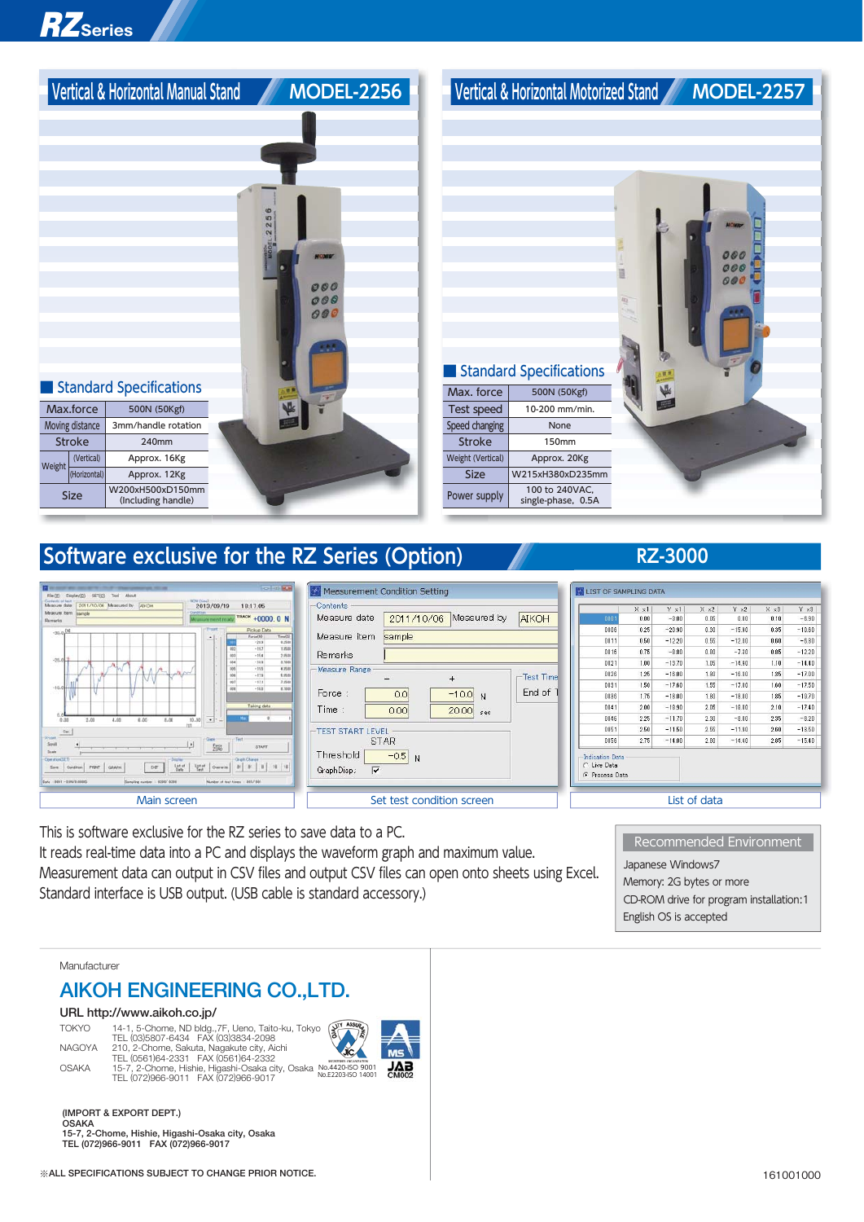## Vertical & Horizontal Manual Stand MODEL-2256

### Standard Specifications

| | | |
|---|---|---|
| Max.force | | 500N (50Kgf) |
| Moving distance | | 3mm/handle rotation |
| Stroke | | 240mm |
| Weight | (Vertical) | Approx. 16Kg |
| | (Horizontal) | Approx. 12Kg |
| Size | | W200xH500xD150mm (Including handle) |

## Vertical & Horizontal Motorized Stand MODEL-2257

### Standard Specifications

| | |
|---|---|
| Max. force | 500N (50Kgf) |
| Test speed | 10-200 mm/min. |
| Speed changing | None |
| Stroke | 150mm |
| Weight (Vertical) | Approx. 20Kg |
| Size | W215xH380xD235mm |
| Power supply | 100 to 240VAC, single-phase, 0.5A |

## Software exclusive for the RZ Series (Option) RZ-3000

Main screen

Set test condition screen

List of data

This is software exclusive for the RZ series to save data to a PC.
It reads real-time data into a PC and displays the waveform graph and maximum value.
Measurement data can output in CSV files and output CSV files can open onto sheets using Excel.
Standard interface is USB output. (USB cable is standard accessory.)

**Recommended Environment**

Japanese Windows7
Memory: 2G bytes or more
CD-ROM drive for program installation:1
English OS is accepted

Manufacturer

## AIKOH ENGINEERING CO.,LTD.

URL http://www.aikoh.co.jp/

TOKYO 14-1, 5-Chome, ND bldg.,7F, Ueno, Taito-ku, Tokyo
TEL (03)5807-6434 FAX (03)3834-2098

NAGOYA 210, 2-Chome, Sakuta, Nagakute city, Aichi
TEL (0561)64-2331 FAX (0561)64-2332

OSAKA 15-7, 2-Chome, Hishie, Higashi-Osaka city, Osaka
TEL (072)966-9011 FAX (072)966-9017

No.4420-ISO 9001
No.E2203-ISO 14001

(IMPORT & EXPORT DEPT.)
OSAKA
15-7, 2-Chome, Hishie, Higashi-Osaka city, Osaka
TEL (072)966-9011 FAX (072)966-9017

※ALL SPECIFICATIONS SUBJECT TO CHANGE PRIOR NOTICE.

161001000